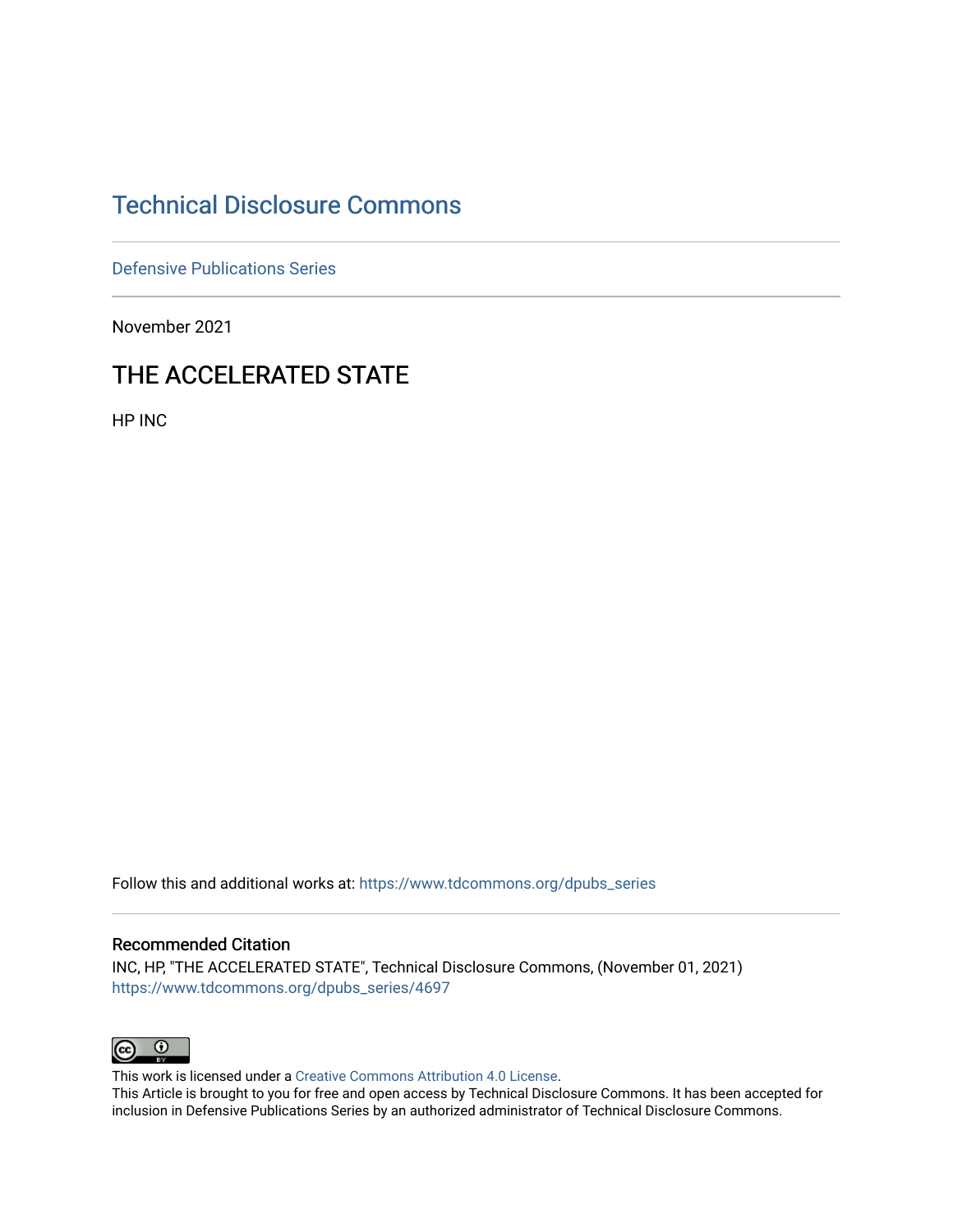# Technical Disclosure Commons

Defensive Publications Series

November 2021

## THE ACCELERATED STATE

HP INC

Follow this and additional works at: https://www.tdcommons.org/dpubs_series

### Recommended Citation

INC, HP, "THE ACCELERATED STATE", Technical Disclosure Commons, (November 01, 2021)
https://www.tdcommons.org/dpubs_series/4697

This work is licensed under a Creative Commons Attribution 4.0 License.
This Article is brought to you for free and open access by Technical Disclosure Commons. It has been accepted for inclusion in Defensive Publications Series by an authorized administrator of Technical Disclosure Commons.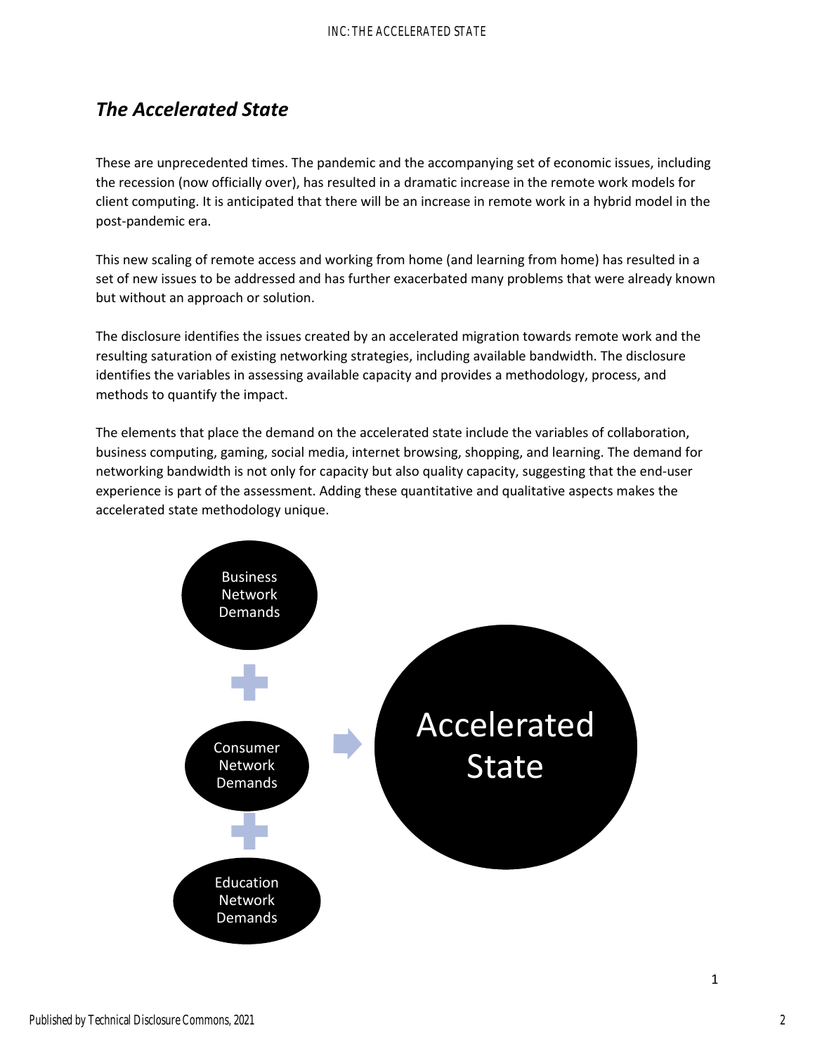## *The Accelerated State*

These are unprecedented times. The pandemic and the accompanying set of economic issues, including the recession (now officially over), has resulted in a dramatic increase in the remote work models for client computing. It is anticipated that there will be an increase in remote work in a hybrid model in the post-pandemic era.

This new scaling of remote access and working from home (and learning from home) has resulted in a set of new issues to be addressed and has further exacerbated many problems that were already known but without an approach or solution.

The disclosure identifies the issues created by an accelerated migration towards remote work and the resulting saturation of existing networking strategies, including available bandwidth. The disclosure identifies the variables in assessing available capacity and provides a methodology, process, and methods to quantify the impact.

The elements that place the demand on the accelerated state include the variables of collaboration, business computing, gaming, social media, internet browsing, shopping, and learning. The demand for networking bandwidth is not only for capacity but also quality capacity, suggesting that the end-user experience is part of the assessment. Adding these quantitative and qualitative aspects makes the accelerated state methodology unique.

Business Network Demands + Consumer Network Demands + Education Network Demands → Accelerated State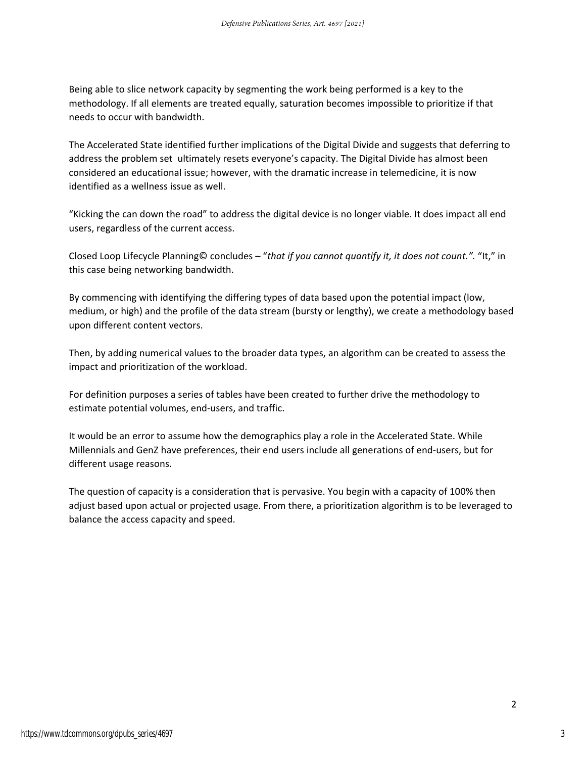Being able to slice network capacity by segmenting the work being performed is a key to the methodology. If all elements are treated equally, saturation becomes impossible to prioritize if that needs to occur with bandwidth.

The Accelerated State identified further implications of the Digital Divide and suggests that deferring to address the problem set ultimately resets everyone's capacity. The Digital Divide has almost been considered an educational issue; however, with the dramatic increase in telemedicine, it is now identified as a wellness issue as well.

"Kicking the can down the road" to address the digital device is no longer viable. It does impact all end users, regardless of the current access.

Closed Loop Lifecycle Planning© concludes – "*that if you cannot quantify it, it does not count.".* "It," in this case being networking bandwidth.

By commencing with identifying the differing types of data based upon the potential impact (low, medium, or high) and the profile of the data stream (bursty or lengthy), we create a methodology based upon different content vectors.

Then, by adding numerical values to the broader data types, an algorithm can be created to assess the impact and prioritization of the workload.

For definition purposes a series of tables have been created to further drive the methodology to estimate potential volumes, end-users, and traffic.

It would be an error to assume how the demographics play a role in the Accelerated State. While Millennials and GenZ have preferences, their end users include all generations of end-users, but for different usage reasons.

The question of capacity is a consideration that is pervasive. You begin with a capacity of 100% then adjust based upon actual or projected usage. From there, a prioritization algorithm is to be leveraged to balance the access capacity and speed.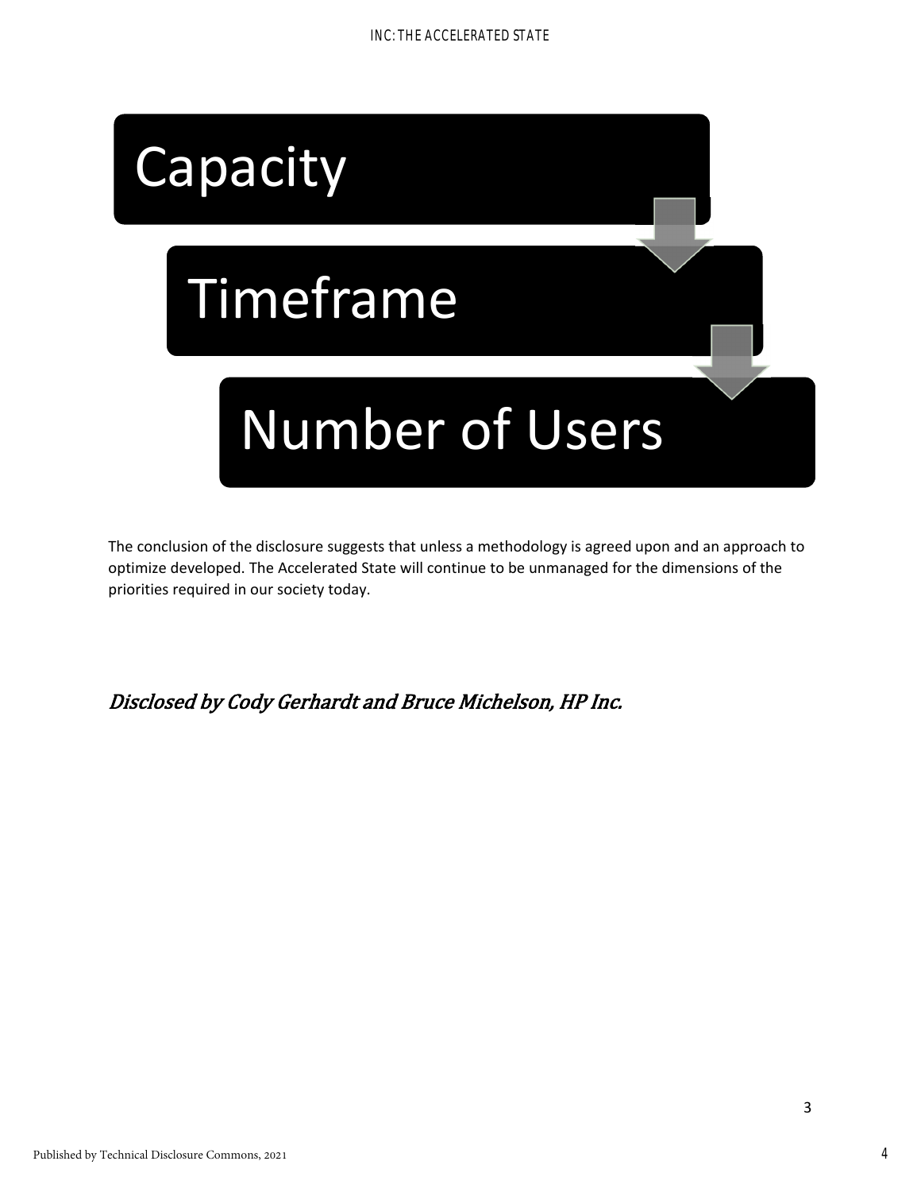Capacity

Timeframe

Number of Users

The conclusion of the disclosure suggests that unless a methodology is agreed upon and an approach to optimize developed. The Accelerated State will continue to be unmanaged for the dimensions of the priorities required in our society today.

*Disclosed by Cody Gerhardt and Bruce Michelson, HP Inc.*